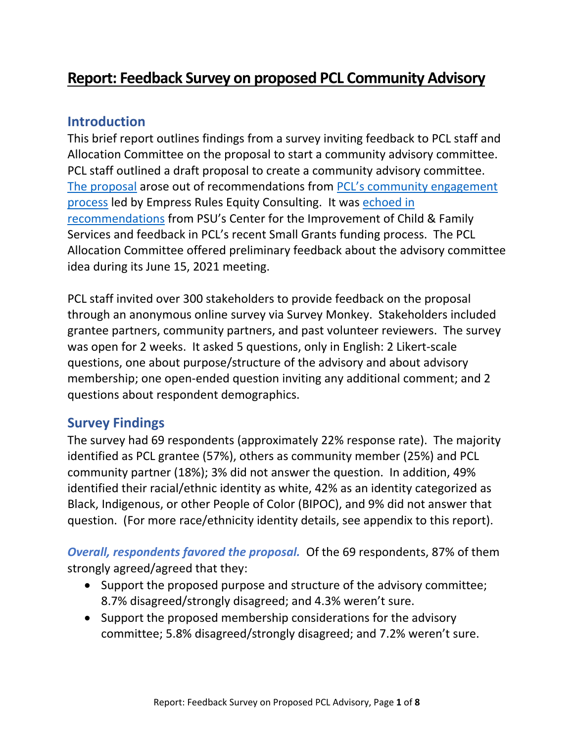# Report: Feedback Survey on proposed PCL Community Advisory

## Introduction

This brief report outlines findings from a survey inviting feedback to PCL staff and Allocation Committee on the proposal to start a community advisory committee. PCL staff outlined a draft proposal to create a community advisory committee. The proposal arose out of recommendations from PCL's community engagement process led by Empress Rules Equity Consulting. It was echoed in recommendations from PSU's Center for the Improvement of Child & Family Services and feedback in PCL's recent Small Grants funding process. The PCL Allocation Committee offered preliminary feedback about the advisory committee idea during its June 15, 2021 meeting.

PCL staff invited over 300 stakeholders to provide feedback on the proposal through an anonymous online survey via Survey Monkey. Stakeholders included grantee partners, community partners, and past volunteer reviewers. The survey was open for 2 weeks. It asked 5 questions, only in English: 2 Likert-scale questions, one about purpose/structure of the advisory and about advisory membership; one open-ended question inviting any additional comment; and 2 questions about respondent demographics.

## Survey Findings

The survey had 69 respondents (approximately 22% response rate). The majority identified as PCL grantee (57%), others as community member (25%) and PCL community partner (18%); 3% did not answer the question. In addition, 49% identified their racial/ethnic identity as white, 42% as an identity categorized as Black, Indigenous, or other People of Color (BIPOC), and 9% did not answer that question. (For more race/ethnicity identity details, see appendix to this report).

***Overall, respondents favored the proposal.*** Of the 69 respondents, 87% of them strongly agreed/agreed that they:

- Support the proposed purpose and structure of the advisory committee; 8.7% disagreed/strongly disagreed; and 4.3% weren't sure.
- Support the proposed membership considerations for the advisory committee; 5.8% disagreed/strongly disagreed; and 7.2% weren't sure.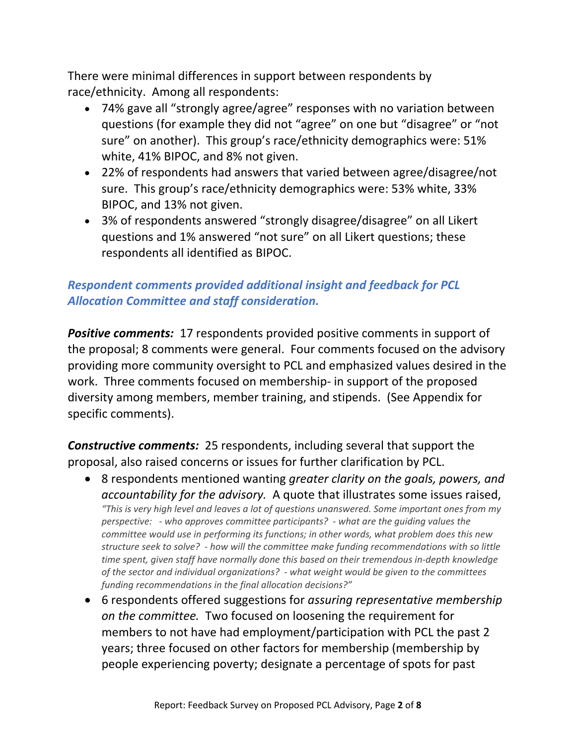There were minimal differences in support between respondents by race/ethnicity. Among all respondents:

- 74% gave all "strongly agree/agree" responses with no variation between questions (for example they did not "agree" on one but "disagree" or "not sure" on another). This group's race/ethnicity demographics were: 51% white, 41% BIPOC, and 8% not given.
- 22% of respondents had answers that varied between agree/disagree/not sure. This group's race/ethnicity demographics were: 53% white, 33% BIPOC, and 13% not given.
- 3% of respondents answered "strongly disagree/disagree" on all Likert questions and 1% answered "not sure" on all Likert questions; these respondents all identified as BIPOC.

### *Respondent comments provided additional insight and feedback for PCL Allocation Committee and staff consideration.*

***Positive comments:*** 17 respondents provided positive comments in support of the proposal; 8 comments were general. Four comments focused on the advisory providing more community oversight to PCL and emphasized values desired in the work. Three comments focused on membership- in support of the proposed diversity among members, member training, and stipends. (See Appendix for specific comments).

***Constructive comments:*** 25 respondents, including several that support the proposal, also raised concerns or issues for further clarification by PCL.

- 8 respondents mentioned wanting *greater clarity on the goals, powers, and accountability for the advisory.* A quote that illustrates some issues raised, *"This is very high level and leaves a lot of questions unanswered. Some important ones from my perspective: - who approves committee participants? - what are the guiding values the committee would use in performing its functions; in other words, what problem does this new structure seek to solve? - how will the committee make funding recommendations with so little time spent, given staff have normally done this based on their tremendous in-depth knowledge of the sector and individual organizations? - what weight would be given to the committees funding recommendations in the final allocation decisions?"*
- 6 respondents offered suggestions for *assuring representative membership on the committee.* Two focused on loosening the requirement for members to not have had employment/participation with PCL the past 2 years; three focused on other factors for membership (membership by people experiencing poverty; designate a percentage of spots for past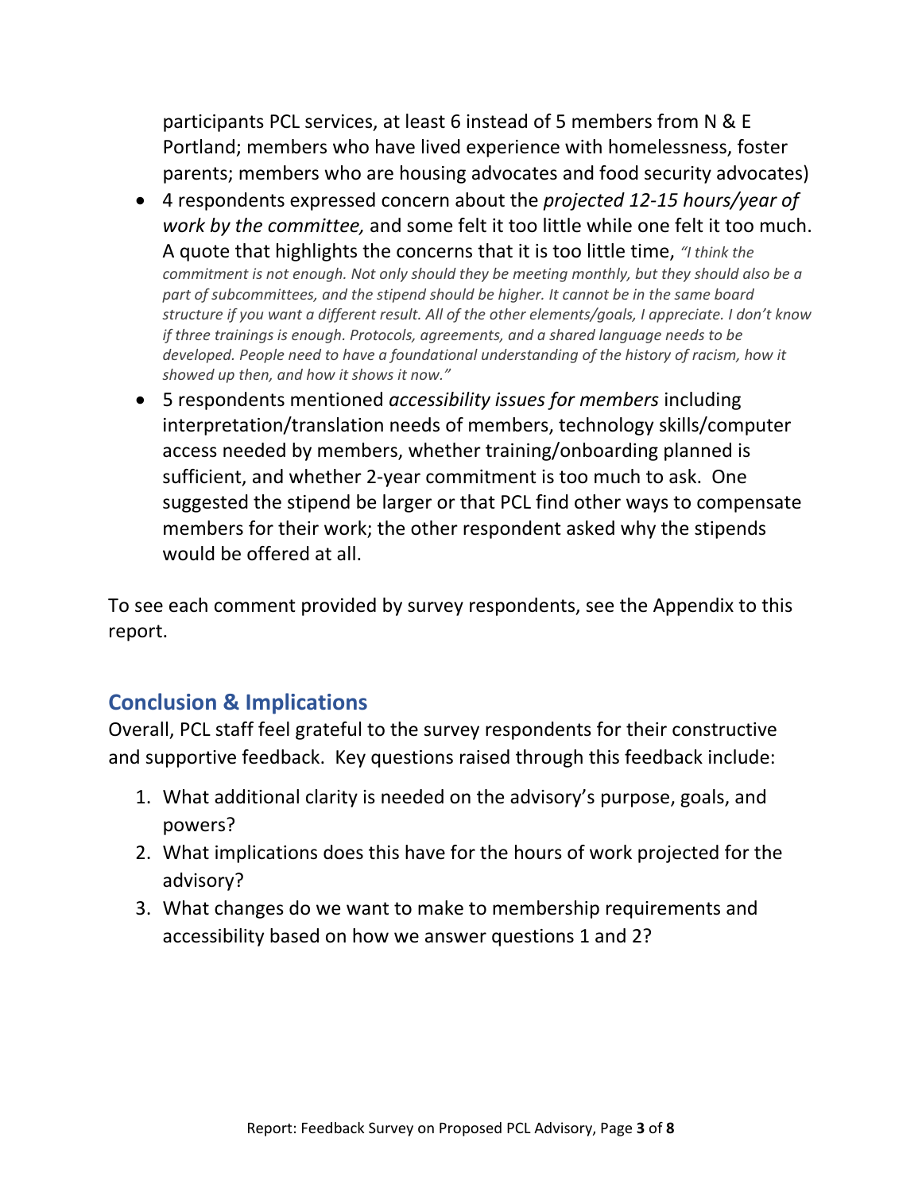participants PCL services, at least 6 instead of 5 members from N & E Portland; members who have lived experience with homelessness, foster parents; members who are housing advocates and food security advocates)

- 4 respondents expressed concern about the *projected 12-15 hours/year of work by the committee,* and some felt it too little while one felt it too much. A quote that highlights the concerns that it is too little time, *"I think the commitment is not enough. Not only should they be meeting monthly, but they should also be a part of subcommittees, and the stipend should be higher. It cannot be in the same board structure if you want a different result. All of the other elements/goals, I appreciate. I don't know if three trainings is enough. Protocols, agreements, and a shared language needs to be developed. People need to have a foundational understanding of the history of racism, how it showed up then, and how it shows it now."*
- 5 respondents mentioned *accessibility issues for members* including interpretation/translation needs of members, technology skills/computer access needed by members, whether training/onboarding planned is sufficient, and whether 2-year commitment is too much to ask. One suggested the stipend be larger or that PCL find other ways to compensate members for their work; the other respondent asked why the stipends would be offered at all.

To see each comment provided by survey respondents, see the Appendix to this report.

## Conclusion & Implications

Overall, PCL staff feel grateful to the survey respondents for their constructive and supportive feedback. Key questions raised through this feedback include:

1. What additional clarity is needed on the advisory's purpose, goals, and powers?
2. What implications does this have for the hours of work projected for the advisory?
3. What changes do we want to make to membership requirements and accessibility based on how we answer questions 1 and 2?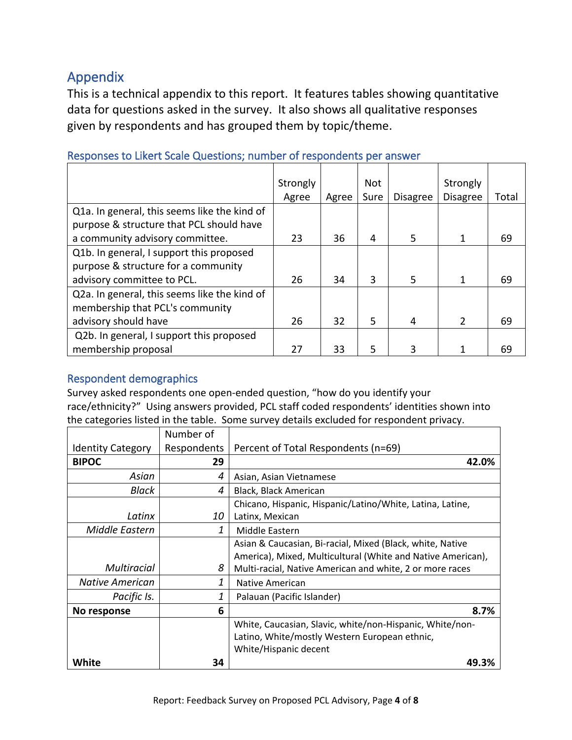## Appendix

This is a technical appendix to this report. It features tables showing quantitative data for questions asked in the survey. It also shows all qualitative responses given by respondents and has grouped them by topic/theme.

### Responses to Likert Scale Questions; number of respondents per answer

| | Strongly Agree | Agree | Not Sure | Disagree | Strongly Disagree | Total |
|---|---|---|---|---|---|---|
| Q1a. In general, this seems like the kind of purpose & structure that PCL should have a community advisory committee. | 23 | 36 | 4 | 5 | 1 | 69 |
| Q1b. In general, I support this proposed purpose & structure for a community advisory committee to PCL. | 26 | 34 | 3 | 5 | 1 | 69 |
| Q2a. In general, this seems like the kind of membership that PCL's community advisory should have | 26 | 32 | 5 | 4 | 2 | 69 |
| Q2b. In general, I support this proposed membership proposal | 27 | 33 | 5 | 3 | 1 | 69 |

### Respondent demographics

Survey asked respondents one open-ended question, "how do you identify your race/ethnicity?" Using answers provided, PCL staff coded respondents' identities shown into the categories listed in the table. Some survey details excluded for respondent privacy.

| Identity Category | Number of Respondents | Percent of Total Respondents (n=69) |
|---|---|---|
| **BIPOC** | **29** | **42.0%** |
| *Asian* | *4* | Asian, Asian Vietnamese |
| *Black* | *4* | Black, Black American |
| *Latinx* | *10* | Chicano, Hispanic, Hispanic/Latino/White, Latina, Latine, Latinx, Mexican |
| *Middle Eastern* | *1* | Middle Eastern |
| *Multiracial* | *8* | Asian & Caucasian, Bi-racial, Mixed (Black, white, Native America), Mixed, Multicultural (White and Native American), Multi-racial, Native American and white, 2 or more races |
| *Native American* | *1* | Native American |
| *Pacific Is.* | *1* | Palauan (Pacific Islander) |
| **No response** | **6** | **8.7%** |
| **White** | **34** | White, Caucasian, Slavic, white/non-Hispanic, White/non-Latino, White/mostly Western European ethnic, White/Hispanic decent **49.3%** |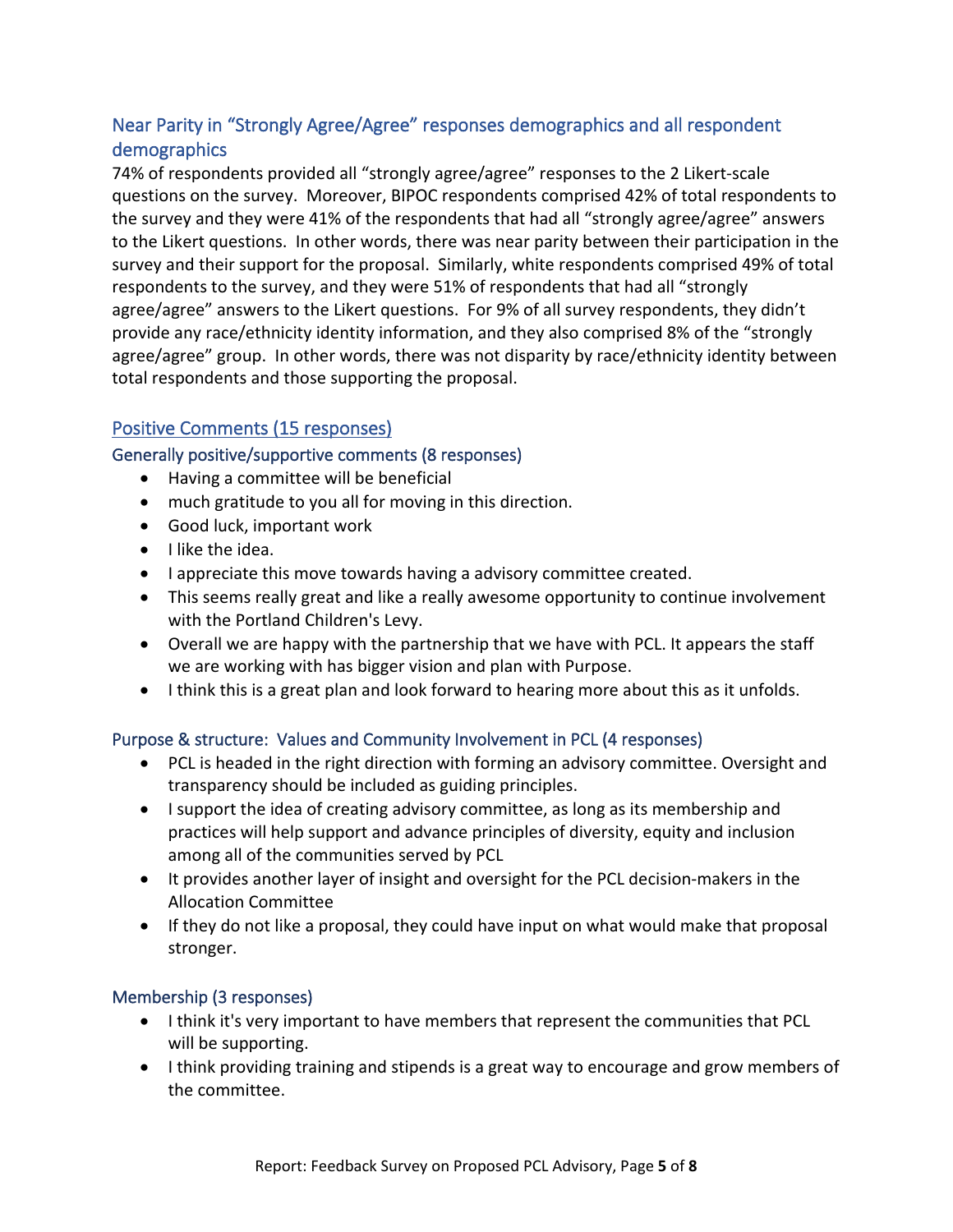## Near Parity in "Strongly Agree/Agree" responses demographics and all respondent demographics

74% of respondents provided all "strongly agree/agree" responses to the 2 Likert-scale questions on the survey. Moreover, BIPOC respondents comprised 42% of total respondents to the survey and they were 41% of the respondents that had all "strongly agree/agree" answers to the Likert questions. In other words, there was near parity between their participation in the survey and their support for the proposal. Similarly, white respondents comprised 49% of total respondents to the survey, and they were 51% of respondents that had all "strongly agree/agree" answers to the Likert questions. For 9% of all survey respondents, they didn't provide any race/ethnicity identity information, and they also comprised 8% of the "strongly agree/agree" group. In other words, there was not disparity by race/ethnicity identity between total respondents and those supporting the proposal.

## Positive Comments (15 responses)

### Generally positive/supportive comments (8 responses)

- Having a committee will be beneficial
- much gratitude to you all for moving in this direction.
- Good luck, important work
- I like the idea.
- I appreciate this move towards having a advisory committee created.
- This seems really great and like a really awesome opportunity to continue involvement with the Portland Children's Levy.
- Overall we are happy with the partnership that we have with PCL. It appears the staff we are working with has bigger vision and plan with Purpose.
- I think this is a great plan and look forward to hearing more about this as it unfolds.

### Purpose & structure: Values and Community Involvement in PCL (4 responses)

- PCL is headed in the right direction with forming an advisory committee. Oversight and transparency should be included as guiding principles.
- I support the idea of creating advisory committee, as long as its membership and practices will help support and advance principles of diversity, equity and inclusion among all of the communities served by PCL
- It provides another layer of insight and oversight for the PCL decision-makers in the Allocation Committee
- If they do not like a proposal, they could have input on what would make that proposal stronger.

### Membership (3 responses)

- I think it's very important to have members that represent the communities that PCL will be supporting.
- I think providing training and stipends is a great way to encourage and grow members of the committee.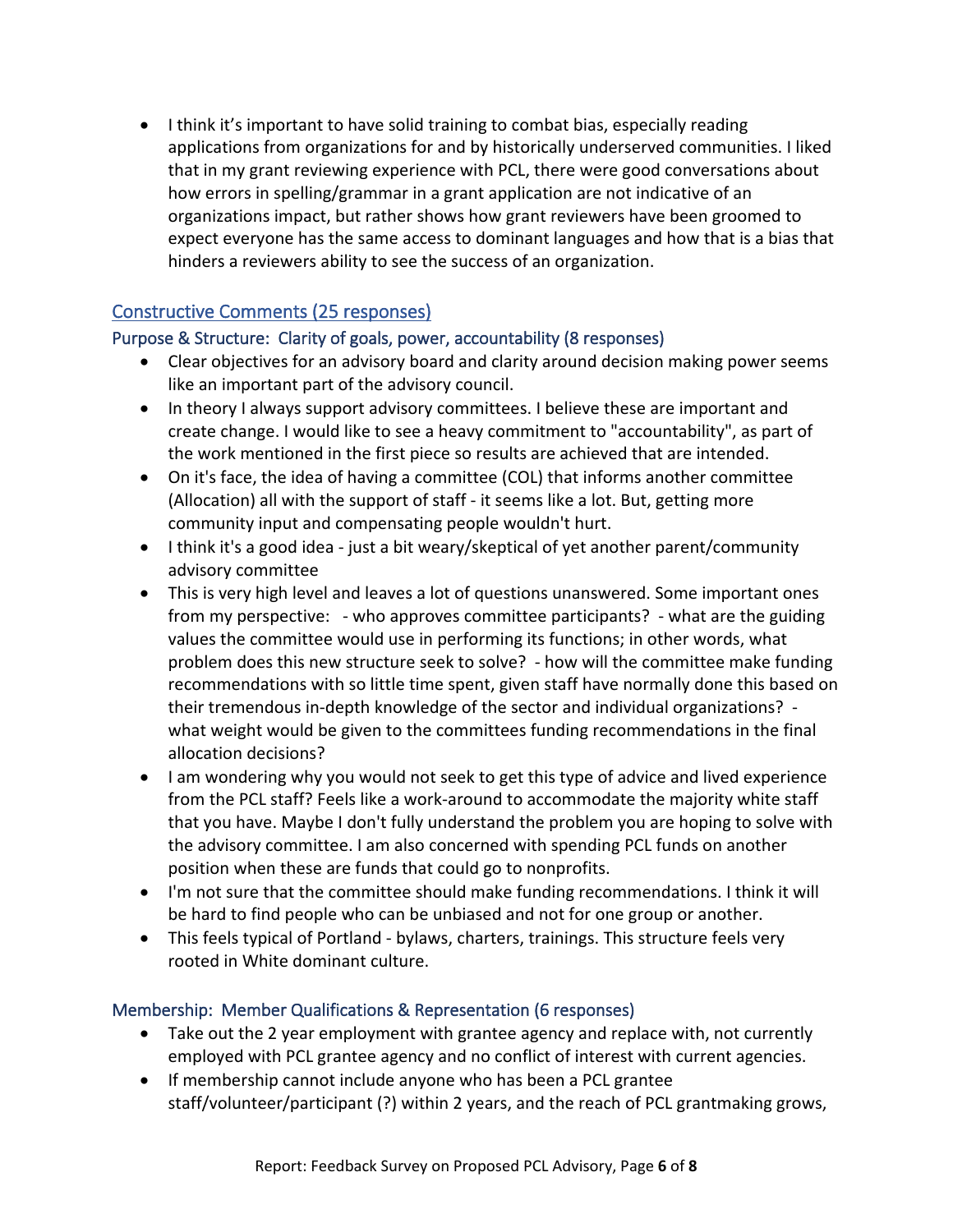- I think it's important to have solid training to combat bias, especially reading applications from organizations for and by historically underserved communities. I liked that in my grant reviewing experience with PCL, there were good conversations about how errors in spelling/grammar in a grant application are not indicative of an organizations impact, but rather shows how grant reviewers have been groomed to expect everyone has the same access to dominant languages and how that is a bias that hinders a reviewers ability to see the success of an organization.

## Constructive Comments (25 responses)

### Purpose & Structure: Clarity of goals, power, accountability (8 responses)

- Clear objectives for an advisory board and clarity around decision making power seems like an important part of the advisory council.
- In theory I always support advisory committees. I believe these are important and create change. I would like to see a heavy commitment to "accountability", as part of the work mentioned in the first piece so results are achieved that are intended.
- On it's face, the idea of having a committee (COL) that informs another committee (Allocation) all with the support of staff - it seems like a lot. But, getting more community input and compensating people wouldn't hurt.
- I think it's a good idea - just a bit weary/skeptical of yet another parent/community advisory committee
- This is very high level and leaves a lot of questions unanswered. Some important ones from my perspective: - who approves committee participants? - what are the guiding values the committee would use in performing its functions; in other words, what problem does this new structure seek to solve? - how will the committee make funding recommendations with so little time spent, given staff have normally done this based on their tremendous in-depth knowledge of the sector and individual organizations? - what weight would be given to the committees funding recommendations in the final allocation decisions?
- I am wondering why you would not seek to get this type of advice and lived experience from the PCL staff? Feels like a work-around to accommodate the majority white staff that you have. Maybe I don't fully understand the problem you are hoping to solve with the advisory committee. I am also concerned with spending PCL funds on another position when these are funds that could go to nonprofits.
- I'm not sure that the committee should make funding recommendations. I think it will be hard to find people who can be unbiased and not for one group or another.
- This feels typical of Portland - bylaws, charters, trainings. This structure feels very rooted in White dominant culture.

### Membership: Member Qualifications & Representation (6 responses)

- Take out the 2 year employment with grantee agency and replace with, not currently employed with PCL grantee agency and no conflict of interest with current agencies.
- If membership cannot include anyone who has been a PCL grantee staff/volunteer/participant (?) within 2 years, and the reach of PCL grantmaking grows,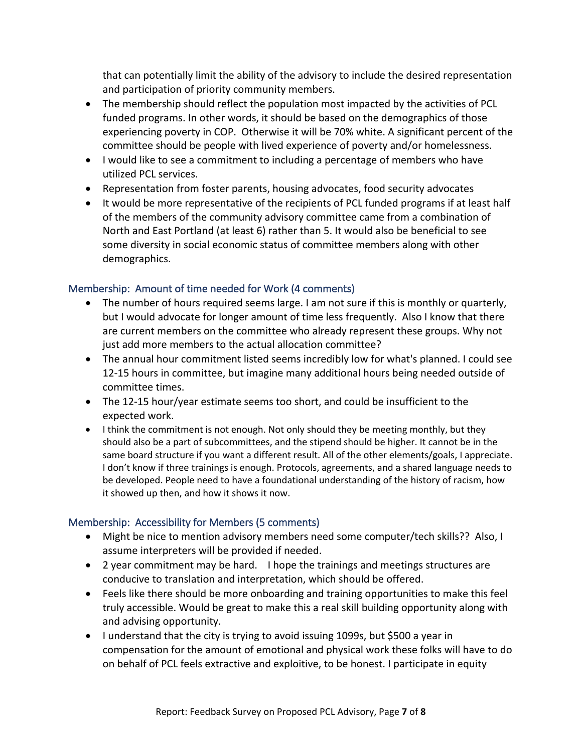that can potentially limit the ability of the advisory to include the desired representation and participation of priority community members.

- The membership should reflect the population most impacted by the activities of PCL funded programs. In other words, it should be based on the demographics of those experiencing poverty in COP. Otherwise it will be 70% white. A significant percent of the committee should be people with lived experience of poverty and/or homelessness.
- I would like to see a commitment to including a percentage of members who have utilized PCL services.
- Representation from foster parents, housing advocates, food security advocates
- It would be more representative of the recipients of PCL funded programs if at least half of the members of the community advisory committee came from a combination of North and East Portland (at least 6) rather than 5. It would also be beneficial to see some diversity in social economic status of committee members along with other demographics.

### Membership: Amount of time needed for Work (4 comments)

- The number of hours required seems large. I am not sure if this is monthly or quarterly, but I would advocate for longer amount of time less frequently. Also I know that there are current members on the committee who already represent these groups. Why not just add more members to the actual allocation committee?
- The annual hour commitment listed seems incredibly low for what's planned. I could see 12-15 hours in committee, but imagine many additional hours being needed outside of committee times.
- The 12-15 hour/year estimate seems too short, and could be insufficient to the expected work.
- I think the commitment is not enough. Not only should they be meeting monthly, but they should also be a part of subcommittees, and the stipend should be higher. It cannot be in the same board structure if you want a different result. All of the other elements/goals, I appreciate. I don't know if three trainings is enough. Protocols, agreements, and a shared language needs to be developed. People need to have a foundational understanding of the history of racism, how it showed up then, and how it shows it now.

### Membership: Accessibility for Members (5 comments)

- Might be nice to mention advisory members need some computer/tech skills?? Also, I assume interpreters will be provided if needed.
- 2 year commitment may be hard. I hope the trainings and meetings structures are conducive to translation and interpretation, which should be offered.
- Feels like there should be more onboarding and training opportunities to make this feel truly accessible. Would be great to make this a real skill building opportunity along with and advising opportunity.
- I understand that the city is trying to avoid issuing 1099s, but $500 a year in compensation for the amount of emotional and physical work these folks will have to do on behalf of PCL feels extractive and exploitive, to be honest. I participate in equity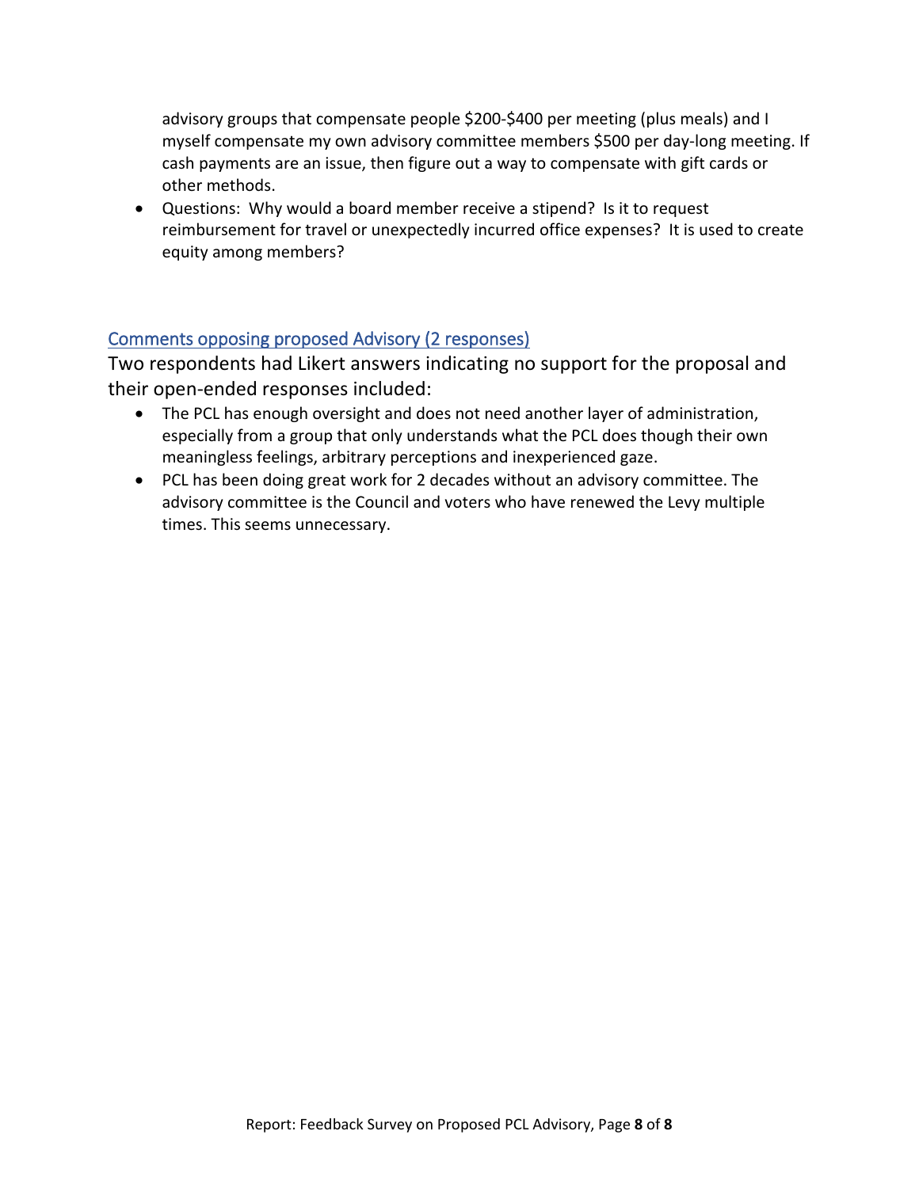advisory groups that compensate people $200-$400 per meeting (plus meals) and I myself compensate my own advisory committee members $500 per day-long meeting. If cash payments are an issue, then figure out a way to compensate with gift cards or other methods.

- Questions: Why would a board member receive a stipend? Is it to request reimbursement for travel or unexpectedly incurred office expenses? It is used to create equity among members?

## Comments opposing proposed Advisory (2 responses)

Two respondents had Likert answers indicating no support for the proposal and their open-ended responses included:

- The PCL has enough oversight and does not need another layer of administration, especially from a group that only understands what the PCL does though their own meaningless feelings, arbitrary perceptions and inexperienced gaze.
- PCL has been doing great work for 2 decades without an advisory committee. The advisory committee is the Council and voters who have renewed the Levy multiple times. This seems unnecessary.